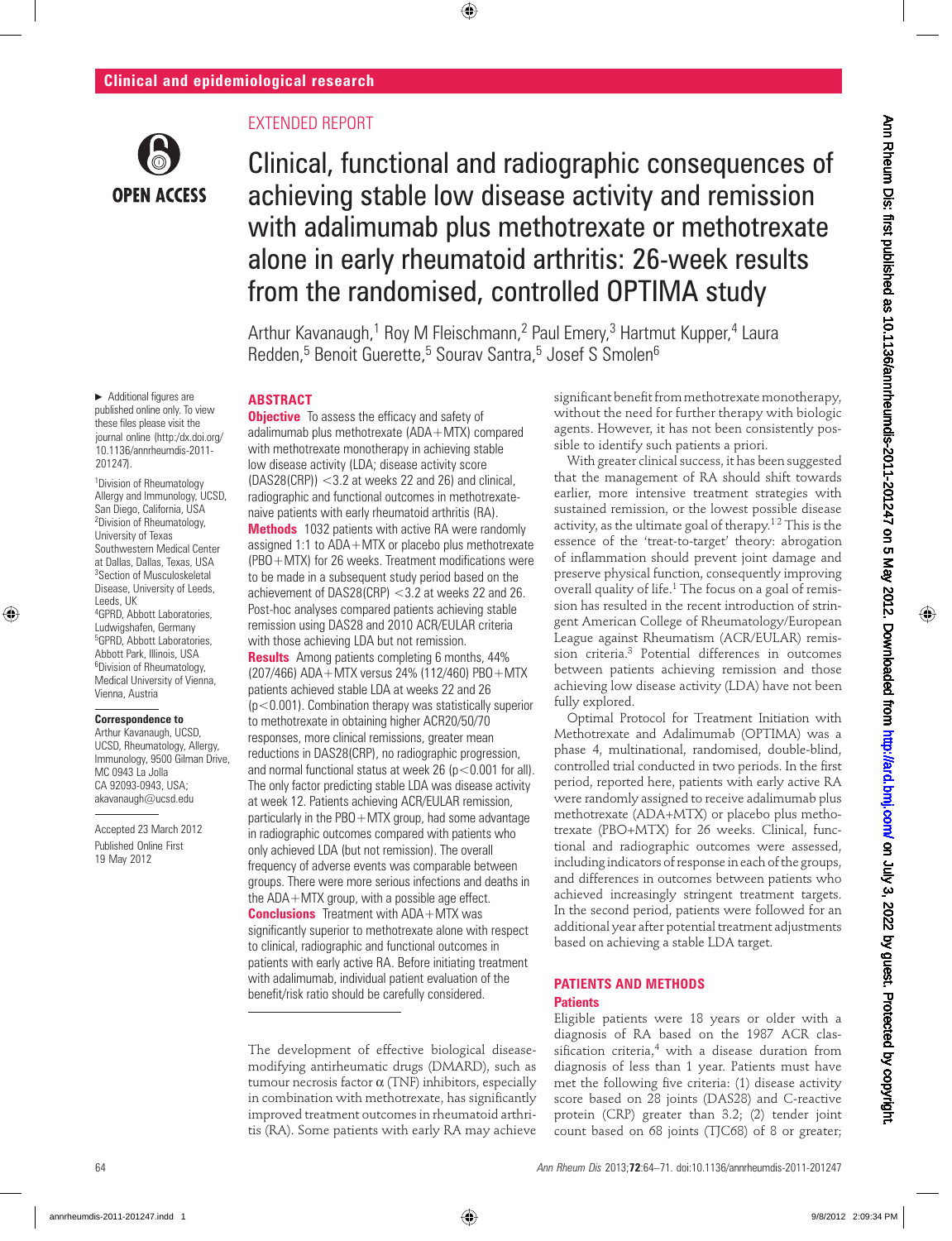Clinical and epidemiological research

OPEN ACCESS

EXTENDED REPORT

# Clinical, functional and radiographic consequences of achieving stable low disease activity and remission with adalimumab plus methotrexate or methotrexate alone in early rheumatoid arthritis: 26-week results from the randomised, controlled OPTIMA study

Arthur Kavanaugh,[1] Roy M Fleischmann,[2] Paul Emery,[3] Hartmut Kupper,[4] Laura Redden,[5] Benoit Guerette,[5] Sourav Santra,[5] Josef S Smolen[6]

► Additional figures are published online only. To view these files please visit the journal online (http://dx.doi.org/10.1136/annrheumdis-2011-201247).

[1]Division of Rheumatology Allergy and Immunology, UCSD, San Diego, California, USA
[2]Division of Rheumatology, University of Texas Southwestern Medical Center at Dallas, Dallas, Texas, USA
[3]Section of Musculoskeletal Disease, University of Leeds, Leeds, UK
[4]GPRD, Abbott Laboratories, Ludwigshafen, Germany
[5]GPRD, Abbott Laboratories, Abbott Park, Illinois, USA
[6]Division of Rheumatology, Medical University of Vienna, Vienna, Austria

**Correspondence to**
Arthur Kavanaugh, UCSD, UCSD, Rheumatology, Allergy, Immunology, 9500 Gilman Drive, MC 0943 La Jolla CA 92093-0943, USA; akavanaugh@ucsd.edu

Accepted 23 March 2012
Published Online First 19 May 2012

## ABSTRACT

**Objective** To assess the efficacy and safety of adalimumab plus methotrexate (ADA+MTX) compared with methotrexate monotherapy in achieving stable low disease activity (LDA; disease activity score (DAS28(CRP)) <3.2 at weeks 22 and 26) and clinical, radiographic and functional outcomes in methotrexate-naive patients with early rheumatoid arthritis (RA).

**Methods** 1032 patients with active RA were randomly assigned 1:1 to ADA+MTX or placebo plus methotrexate (PBO+MTX) for 26 weeks. Treatment modifications were to be made in a subsequent study period based on the achievement of DAS28(CRP) <3.2 at weeks 22 and 26. Post-hoc analyses compared patients achieving stable remission using DAS28 and 2010 ACR/EULAR criteria with those achieving LDA but not remission.

**Results** Among patients completing 6 months, 44% (207/466) ADA+MTX versus 24% (112/460) PBO+MTX patients achieved stable LDA at weeks 22 and 26 (p<0.001). Combination therapy was statistically superior to methotrexate in obtaining higher ACR20/50/70 responses, more clinical remissions, greater mean reductions in DAS28(CRP), no radiographic progression, and normal functional status at week 26 (p<0.001 for all). The only factor predicting stable LDA was disease activity at week 12. Patients achieving ACR/EULAR remission, particularly in the PBO+MTX group, had some advantage in radiographic outcomes compared with patients who only achieved LDA (but not remission). The overall frequency of adverse events was comparable between groups. There were more serious infections and deaths in the ADA+MTX group, with a possible age effect.

**Conclusions** Treatment with ADA+MTX was significantly superior to methotrexate alone with respect to clinical, radiographic and functional outcomes in patients with early active RA. Before initiating treatment with adalimumab, individual patient evaluation of the benefit/risk ratio should be carefully considered.

The development of effective biological disease-modifying antirheumatic drugs (DMARD), such as tumour necrosis factor α (TNF) inhibitors, especially in combination with methotrexate, has significantly improved treatment outcomes in rheumatoid arthritis (RA). Some patients with early RA may achieve significant benefit from methotrexate monotherapy, without the need for further therapy with biologic agents. However, it has not been consistently possible to identify such patients a priori.

With greater clinical success, it has been suggested that the management of RA should shift towards earlier, more intensive treatment strategies with sustained remission, or the lowest possible disease activity, as the ultimate goal of therapy.[1,2] This is the essence of the 'treat-to-target' theory: abrogation of inflammation should prevent joint damage and preserve physical function, consequently improving overall quality of life.[1] The focus on a goal of remission has resulted in the recent introduction of stringent American College of Rheumatology/European League against Rheumatism (ACR/EULAR) remission criteria.[3] Potential differences in outcomes between patients achieving remission and those achieving low disease activity (LDA) have not been fully explored.

Optimal Protocol for Treatment Initiation with Methotrexate and Adalimumab (OPTIMA) was a phase 4, multinational, randomised, double-blind, controlled trial conducted in two periods. In the first period, reported here, patients with early active RA were randomly assigned to receive adalimumab plus methotrexate (ADA+MTX) or placebo plus methotrexate (PBO+MTX) for 26 weeks. Clinical, functional and radiographic outcomes were assessed, including indicators of response in each of the groups, and differences in outcomes between patients who achieved increasingly stringent treatment targets. In the second period, patients were followed for an additional year after potential treatment adjustments based on achieving a stable LDA target.

## PATIENTS AND METHODS

### Patients

Eligible patients were 18 years or older with a diagnosis of RA based on the 1987 ACR classification criteria,[4] with a disease duration from diagnosis of less than 1 year. Patients must have met the following five criteria: (1) disease activity score based on 28 joints (DAS28) and C-reactive protein (CRP) greater than 3.2; (2) tender joint count based on 68 joints (TJC68) of 8 or greater;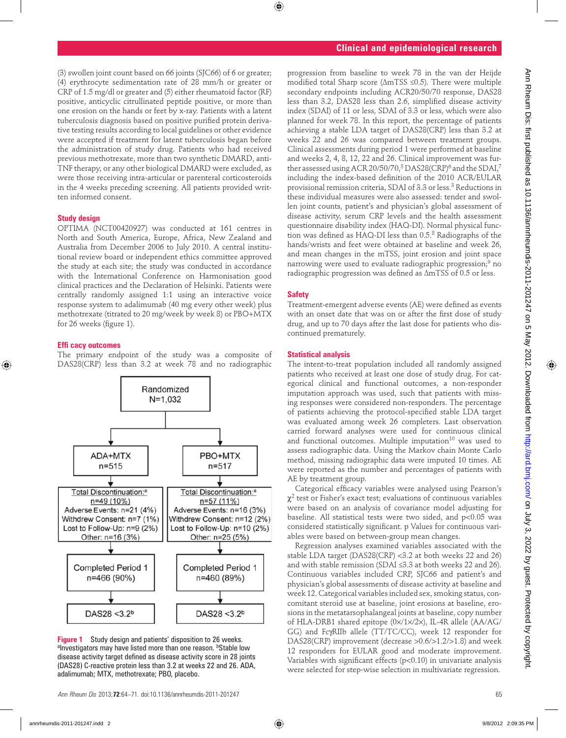(3) swollen joint count based on 66 joints (SJC66) of 6 or greater; (4) erythrocyte sedimentation rate of 28 mm/h or greater or CRP of 1.5 mg/dl or greater and (5) either rheumatoid factor (RF) positive, anticyclic citrullinated peptide positive, or more than one erosion on the hands or feet by x-ray. Patients with a latent tuberculosis diagnosis based on positive purified protein derivative testing results according to local guidelines or other evidence were accepted if treatment for latent tuberculosis began before the administration of study drug. Patients who had received previous methotrexate, more than two synthetic DMARD, anti-TNF therapy, or any other biological DMARD were excluded, as were those receiving intra-articular or parenteral corticosteroids in the 4 weeks preceding screening. All patients provided written informed consent.

### Study design

OPTIMA (NCT00420927) was conducted at 161 centres in North and South America, Europe, Africa, New Zealand and Australia from December 2006 to July 2010. A central institutional review board or independent ethics committee approved the study at each site; the study was conducted in accordance with the International Conference on Harmonisation good clinical practices and the Declaration of Helsinki. Patients were centrally randomly assigned 1:1 using an interactive voice response system to adalimumab (40 mg every other week) plus methotrexate (titrated to 20 mg/week by week 8) or PBO+MTX for 26 weeks (figure 1).

### Efficacy outcomes

The primary endpoint of the study was a composite of DAS28(CRP) less than 3.2 at week 78 and no radiographic progression from baseline to week 78 in the van der Heijde modified total Sharp score (ΔmTSS ≤0.5). There were multiple secondary endpoints including ACR20/50/70 response, DAS28 less than 3.2, DAS28 less than 2.6, simplified disease activity index (SDAI) of 11 or less, SDAI of 3.3 or less, which were also planned for week 78. In this report, the percentage of patients achieving a stable LDA target of DAS28(CRP) less than 3.2 at weeks 22 and 26 was compared between treatment groups. Clinical assessments during period 1 were performed at baseline and weeks 2, 4, 8, 12, 22 and 26. Clinical improvement was further assessed using ACR 20/50/70,[5] DAS28(CRP)[6] and the SDAI,[7] including the index-based definition of the 2010 ACR/EULAR provisional remission criteria, SDAI of 3.3 or less.[3] Reductions in these individual measures were also assessed: tender and swollen joint counts, patient's and physician's global assessment of disease activity, serum CRP levels and the health assessment questionnaire disability index (HAQ-DI). Normal physical function was defined as HAQ-DI less than 0.5.[8] Radiographs of the hands/wrists and feet were obtained at baseline and week 26, and mean changes in the mTSS, joint erosion and joint space narrowing were used to evaluate radiographic progression;[9] no radiographic progression was defined as ΔmTSS of 0.5 or less.

Randomized N=1,032

| | ADA+MTX n=515 | PBO+MTX n=517 |
|---|---|---|
| Total Discontinuation:[a] | n=49 (10%) | n=57 (11%) |
| Adverse Events | n=21 (4%) | n=16 (3%) |
| Withdrew Consent | n=7 (1%) | n=12 (2%) |
| Lost to Follow-Up | n=9 (2%) | n=10 (2%) |
| Other | n=16 (3%) | n=25 (5%) |
| Completed Period 1 | n=466 (90%) | n=460 (89%) |
| | DAS28 <3.2[b] | DAS28 <3.2[b] |

**Figure 1** Study design and patients' disposition to 26 weeks. [a]Investigators may have listed more than one reason. [b]Stable low disease activity target defined as disease activity score in 28 joints (DAS28) C-reactive protein less than 3.2 at weeks 22 and 26. ADA, adalimumab; MTX, methotrexate; PBO, placebo.

### Safety

Treatment-emergent adverse events (AE) were defined as events with an onset date that was on or after the first dose of study drug, and up to 70 days after the last dose for patients who discontinued prematurely.

### Statistical analysis

The intent-to-treat population included all randomly assigned patients who received at least one dose of study drug. For categorical clinical and functional outcomes, a non-responder imputation approach was used, such that patients with missing responses were considered non-responders. The percentage of patients achieving the protocol-specified stable LDA target was evaluated among week 26 completers. Last observation carried forward analyses were used for continuous clinical and functional outcomes. Multiple imputation[10] was used to assess radiographic data. Using the Markov chain Monte Carlo method, missing radiographic data were imputed 10 times. AE were reported as the number and percentages of patients with AE by treatment group.

Categorical efficacy variables were analysed using Pearson's $\chi^2$ test or Fisher's exact test; evaluations of continuous variables were based on an analysis of covariance model adjusting for baseline. All statistical tests were two sided, and $p<0.05$ was considered statistically significant. p Values for continuous variables were based on between-group mean changes.

Regression analyses examined variables associated with the stable LDA target (DAS28(CRP) <3.2 at both weeks 22 and 26) and with stable remission (SDAI ≤3.3 at both weeks 22 and 26). Continuous variables included CRP, SJC66 and patient's and physician's global assessments of disease activity at baseline and week 12. Categorical variables included sex, smoking status, concomitant steroid use at baseline, joint erosions at baseline, erosions in the metatarsophalangeal joints at baseline, copy number of HLA-DRB1 shared epitope (0×/1×/2×), IL-4R allele (AA/AG/GG) and FcγRIIb allele (TT/TC/CC), week 12 responder for DAS28(CRP) improvement (decrease >0.6/>1.2/>1.8) and week 12 responders for EULAR good and moderate improvement. Variables with significant effects ($p<0.10$) in univariate analysis were selected for step-wise selection in multivariate regression.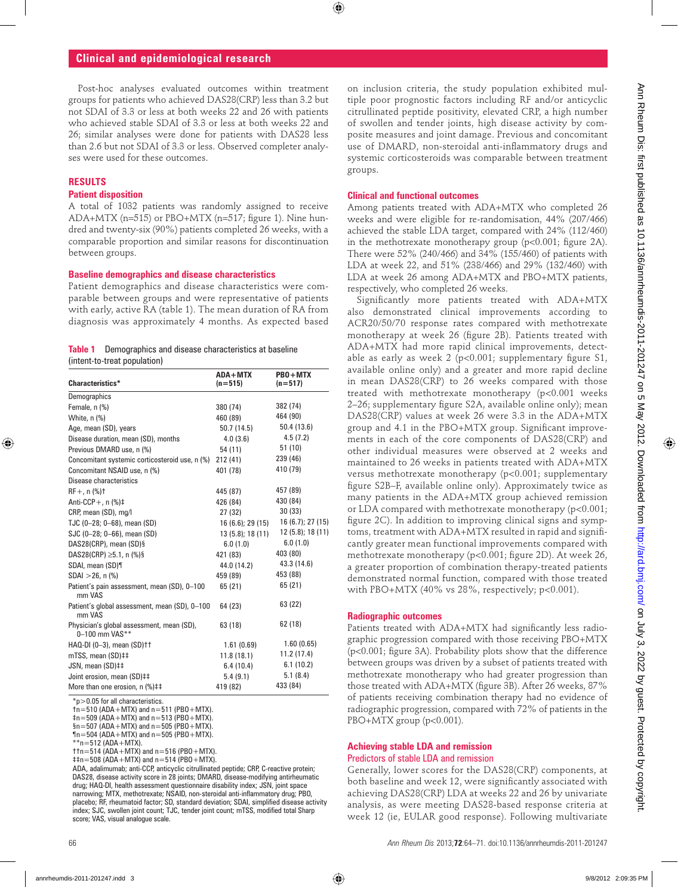Post-hoc analyses evaluated outcomes within treatment groups for patients who achieved DAS28(CRP) less than 3.2 but not SDAI of 3.3 or less at both weeks 22 and 26 with patients who achieved stable SDAI of 3.3 or less at both weeks 22 and 26; similar analyses were done for patients with DAS28 less than 2.6 but not SDAI of 3.3 or less. Observed completer analyses were used for these outcomes.

## RESULTS

### Patient disposition

A total of 1032 patients was randomly assigned to receive ADA+MTX (n=515) or PBO+MTX (n=517; figure 1). Nine hundred and twenty-six (90%) patients completed 26 weeks, with a comparable proportion and similar reasons for discontinuation between groups.

### Baseline demographics and disease characteristics

Patient demographics and disease characteristics were comparable between groups and were representative of patients with early, active RA (table 1). The mean duration of RA from diagnosis was approximately 4 months. As expected based on inclusion criteria, the study population exhibited multiple poor prognostic factors including RF and/or anticyclic citrullinated peptide positivity, elevated CRP, a high number of swollen and tender joints, high disease activity by composite measures and joint damage. Previous and concomitant use of DMARD, non-steroidal anti-inflammatory drugs and systemic corticosteroids was comparable between treatment groups.

**Table 1** Demographics and disease characteristics at baseline (intent-to-treat population)

| Characteristics* | ADA+MTX (n=515) | PBO+MTX (n=517) |
|---|---|---|
| Demographics | | |
| Female, n (%) | 380 (74) | 382 (74) |
| White, n (%) | 460 (89) | 464 (90) |
| Age, mean (SD), years | 50.7 (14.5) | 50.4 (13.6) |
| Disease duration, mean (SD), months | 4.0 (3.6) | 4.5 (7.2) |
| Previous DMARD use, n (%) | 54 (11) | 51 (10) |
| Concomitant systemic corticosteroid use, n (%) | 212 (41) | 239 (46) |
| Concomitant NSAID use, n (%) | 401 (78) | 410 (79) |
| Disease characteristics | | |
| RF+, n (%)† | 445 (87) | 457 (89) |
| Anti-CCP+, n (%)‡ | 426 (84) | 430 (84) |
| CRP, mean (SD), mg/l | 27 (32) | 30 (33) |
| TJC (0–28; 0–68), mean (SD) | 16 (6.6); 29 (15) | 16 (6.7); 27 (15) |
| SJC (0–28; 0–66), mean (SD) | 13 (5.8); 18 (11) | 12 (5.8); 18 (11) |
| DAS28(CRP), mean (SD)§ | 6.0 (1.0) | 6.0 (1.0) |
| DAS28(CRP) ≥5.1, n (%)§ | 421 (83) | 403 (80) |
| SDAI, mean (SD)¶ | 44.0 (14.2) | 43.3 (14.6) |
| SDAI >26, n (%) | 459 (89) | 453 (88) |
| Patient's pain assessment, mean (SD), 0–100 mm VAS | 65 (21) | 65 (21) |
| Patient's global assessment, mean (SD), 0–100 mm VAS | 64 (23) | 63 (22) |
| Physician's global assessment, mean (SD), 0–100 mm VAS** | 63 (18) | 62 (18) |
| HAQ-DI (0–3), mean (SD)†† | 1.61 (0.69) | 1.60 (0.65) |
| mTSS, mean (SD)‡‡ | 11.8 (18.1) | 11.2 (17.4) |
| JSN, mean (SD)‡‡ | 6.4 (10.4) | 6.1 (10.2) |
| Joint erosion, mean (SD)‡‡ | 5.4 (9.1) | 5.1 (8.4) |
| More than one erosion, n (%)‡‡ | 419 (82) | 433 (84) |

*p>0.05 for all characteristics.
†n=510 (ADA+MTX) and n=511 (PBO+MTX).
‡n=509 (ADA+MTX) and n=513 (PBO+MTX).
§n=507 (ADA+MTX) and n=505 (PBO+MTX).
¶n=504 (ADA+MTX) and n=505 (PBO+MTX).
**n=512 (ADA+MTX).
††n=514 (ADA+MTX) and n=516 (PBO+MTX).
‡‡n=508 (ADA+MTX) and n=514 (PBO+MTX).
ADA, adalimumab; anti-CCP, anticyclic citrullinated peptide; CRP, C-reactive protein; DAS28, disease activity score in 28 joints; DMARD, disease-modifying antirheumatic drug; HAQ-DI, health assessment questionnaire disability index; JSN, joint space narrowing; MTX, methotrexate; NSAID, non-steroidal anti-inflammatory drug; PBO, placebo; RF, rheumatoid factor; SD, standard deviation; SDAI, simplified disease activity index; SJC, swollen joint count; TJC, tender joint count; mTSS, modified total Sharp score; VAS, visual analogue scale.

### Clinical and functional outcomes

Among patients treated with ADA+MTX who completed 26 weeks and were eligible for re-randomisation, 44% (207/466) achieved the stable LDA target, compared with 24% (112/460) in the methotrexate monotherapy group (p<0.001; figure 2A). There were 52% (240/466) and 34% (155/460) of patients with LDA at week 22, and 51% (238/466) and 29% (132/460) with LDA at week 26 among ADA+MTX and PBO+MTX patients, respectively, who completed 26 weeks.

Significantly more patients treated with ADA+MTX also demonstrated clinical improvements according to ACR20/50/70 response rates compared with methotrexate monotherapy at week 26 (figure 2B). Patients treated with ADA+MTX had more rapid clinical improvements, detectable as early as week 2 (p<0.001; supplementary figure S1, available online only) and a greater and more rapid decline in mean DAS28(CRP) to 26 weeks compared with those treated with methotrexate monotherapy (p<0.001 weeks 2–26; supplementary figure S2A, available online only); mean DAS28(CRP) values at week 26 were 3.3 in the ADA+MTX group and 4.1 in the PBO+MTX group. Significant improvements in each of the core components of DAS28(CRP) and other individual measures were observed at 2 weeks and maintained to 26 weeks in patients treated with ADA+MTX versus methotrexate monotherapy (p<0.001; supplementary figure S2B–F, available online only). Approximately twice as many patients in the ADA+MTX group achieved remission or LDA compared with methotrexate monotherapy (p<0.001; figure 2C). In addition to improving clinical signs and symptoms, treatment with ADA+MTX resulted in rapid and significantly greater mean functional improvements compared with methotrexate monotherapy (p<0.001; figure 2D). At week 26, a greater proportion of combination therapy-treated patients demonstrated normal function, compared with those treated with PBO+MTX (40% vs 28%, respectively; p<0.001).

### Radiographic outcomes

Patients treated with ADA+MTX had significantly less radiographic progression compared with those receiving PBO+MTX (p<0.001; figure 3A). Probability plots show that the difference between groups was driven by a subset of patients treated with methotrexate monotherapy who had greater progression than those treated with ADA+MTX (figure 3B). After 26 weeks, 87% of patients receiving combination therapy had no evidence of radiographic progression, compared with 72% of patients in the PBO+MTX group (p<0.001).

### Achieving stable LDA and remission

#### Predictors of stable LDA and remission

Generally, lower scores for the DAS28(CRP) components, at both baseline and week 12, were significantly associated with achieving DAS28(CRP) LDA at weeks 22 and 26 by univariate analysis, as were meeting DAS28-based response criteria at week 12 (ie, EULAR good response). Following multivariate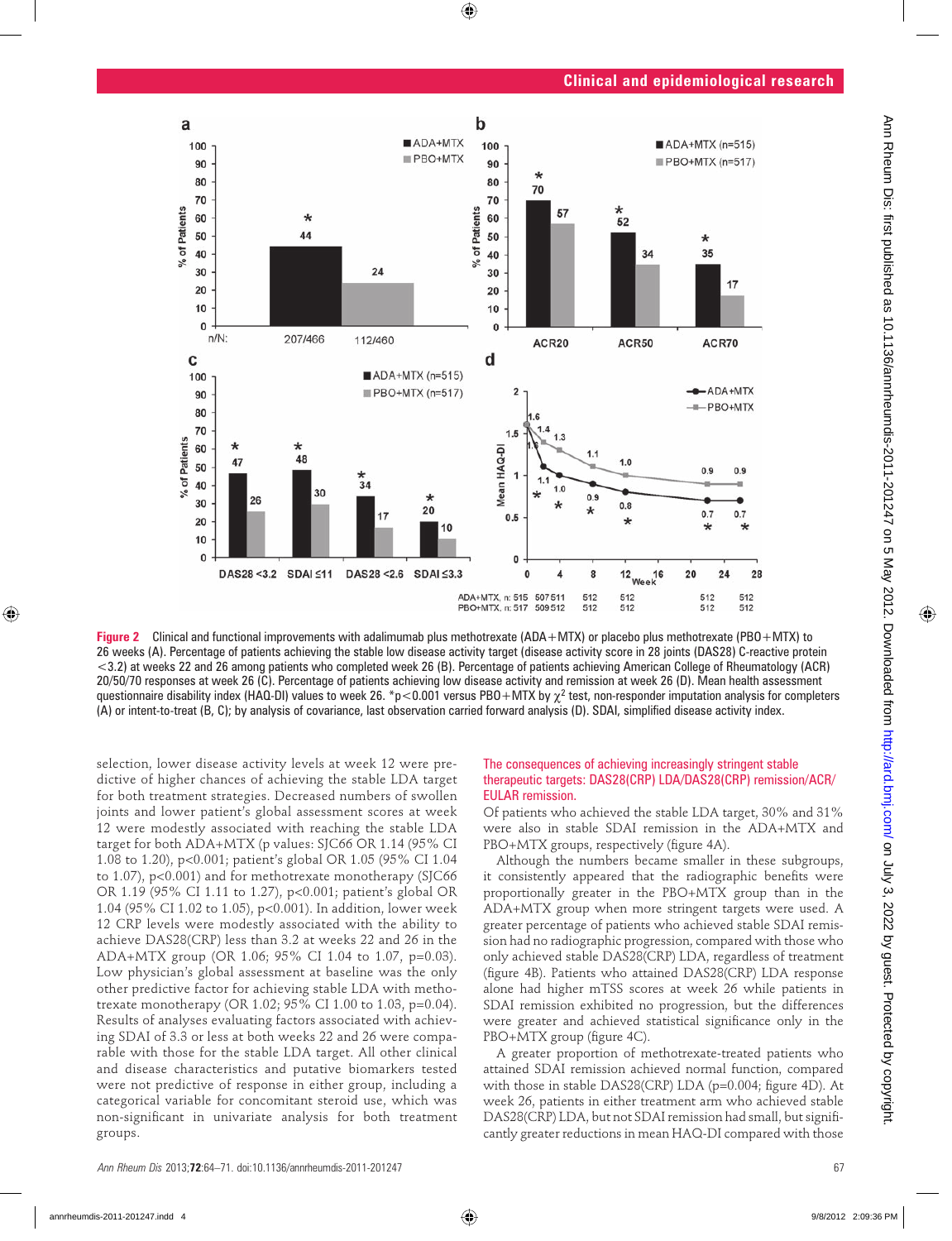**Figure 2** Clinical and functional improvements with adalimumab plus methotrexate (ADA+MTX) or placebo plus methotrexate (PBO+MTX) to 26 weeks (A). Percentage of patients achieving the stable low disease activity target (disease activity score in 28 joints (DAS28) C-reactive protein <3.2) at weeks 22 and 26 among patients who completed week 26 (B). Percentage of patients achieving American College of Rheumatology (ACR) 20/50/70 responses at week 26 (C). Percentage of patients achieving low disease activity and remission at week 26 (D). Mean health assessment questionnaire disability index (HAQ-DI) values to week 26. *p<0.001 versus PBO+MTX by $\chi^2$ test, non-responder imputation analysis for completers (A) or intent-to-treat (B, C); by analysis of covariance, last observation carried forward analysis (D). SDAI, simplified disease activity index.

selection, lower disease activity levels at week 12 were predictive of higher chances of achieving the stable LDA target for both treatment strategies. Decreased numbers of swollen joints and lower patient's global assessment scores at week 12 were modestly associated with reaching the stable LDA target for both ADA+MTX (p values: SJC66 OR 1.14 (95% CI 1.08 to 1.20), p<0.001; patient's global OR 1.05 (95% CI 1.04 to 1.07), p<0.001) and for methotrexate monotherapy (SJC66 OR 1.19 (95% CI 1.11 to 1.27), p<0.001; patient's global OR 1.04 (95% CI 1.02 to 1.05), p<0.001). In addition, lower week 12 CRP levels were modestly associated with the ability to achieve DAS28(CRP) less than 3.2 at weeks 22 and 26 in the ADA+MTX group (OR 1.06; 95% CI 1.04 to 1.07, p=0.03). Low physician's global assessment at baseline was the only other predictive factor for achieving stable LDA with methotrexate monotherapy (OR 1.02; 95% CI 1.00 to 1.03, p=0.04). Results of analyses evaluating factors associated with achieving SDAI of 3.3 or less at both weeks 22 and 26 were comparable with those for the stable LDA target. All other clinical and disease characteristics and putative biomarkers tested were not predictive of response in either group, including a categorical variable for concomitant steroid use, which was non-significant in univariate analysis for both treatment groups.

### The consequences of achieving increasingly stringent stable therapeutic targets: DAS28(CRP) LDA/DAS28(CRP) remission/ACR/EULAR remission.

Of patients who achieved the stable LDA target, 30% and 31% were also in stable SDAI remission in the ADA+MTX and PBO+MTX groups, respectively (figure 4A).

Although the numbers became smaller in these subgroups, it consistently appeared that the radiographic benefits were proportionally greater in the PBO+MTX group than in the ADA+MTX group when more stringent targets were used. A greater percentage of patients who achieved stable SDAI remission had no radiographic progression, compared with those who only achieved stable DAS28(CRP) LDA, regardless of treatment (figure 4B). Patients who attained DAS28(CRP) LDA response alone had higher mTSS scores at week 26 while patients in SDAI remission exhibited no progression, but the differences were greater and achieved statistical significance only in the PBO+MTX group (figure 4C).

A greater proportion of methotrexate-treated patients who attained SDAI remission achieved normal function, compared with those in stable DAS28(CRP) LDA (p=0.004; figure 4D). At week 26, patients in either treatment arm who achieved stable DAS28(CRP) LDA, but not SDAI remission had small, but significantly greater reductions in mean HAQ-DI compared with those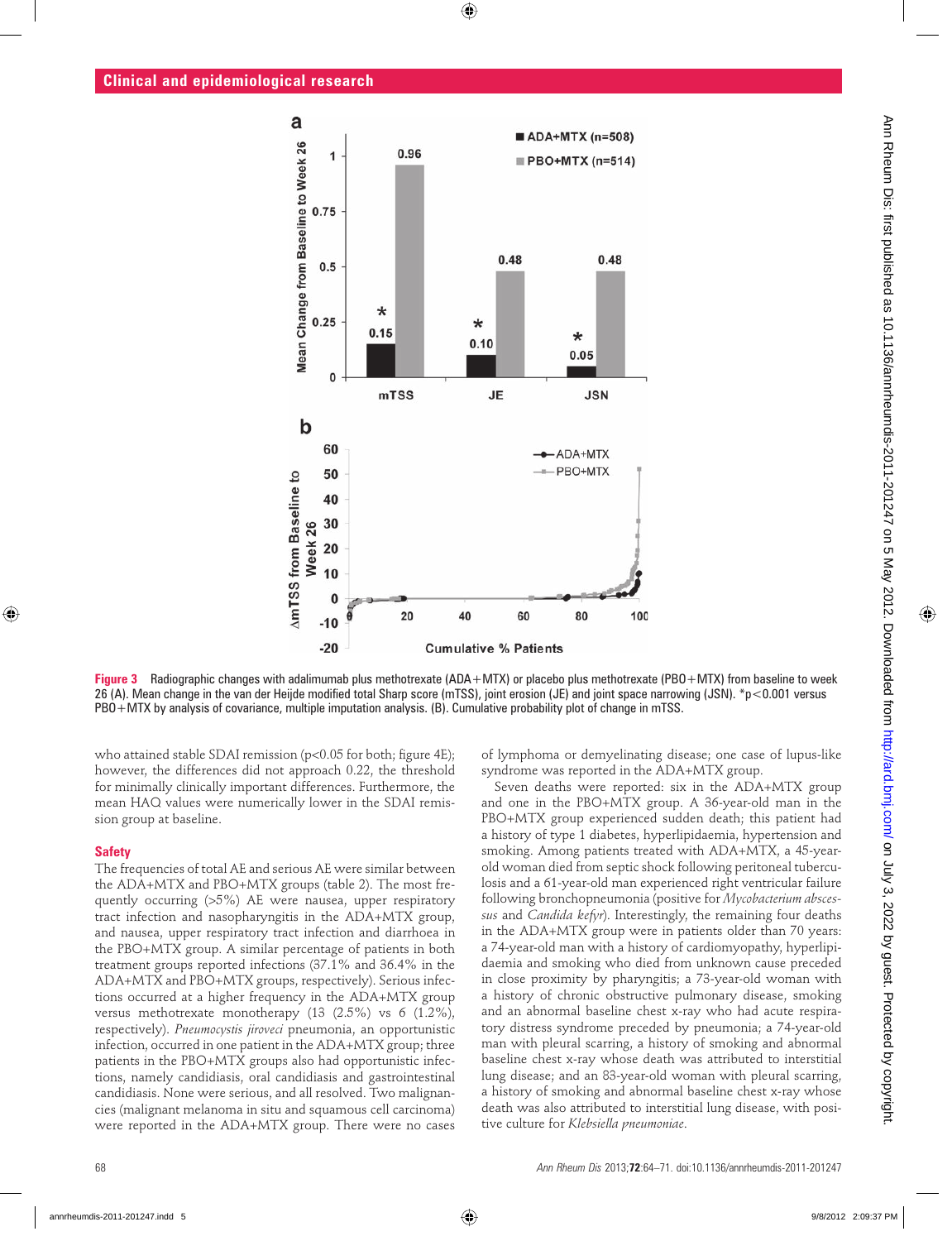**Figure 3** Radiographic changes with adalimumab plus methotrexate (ADA+MTX) or placebo plus methotrexate (PBO+MTX) from baseline to week 26 (A). Mean change in the van der Heijde modified total Sharp score (mTSS), joint erosion (JE) and joint space narrowing (JSN). *p<0.001 versus PBO+MTX by analysis of covariance, multiple imputation analysis. (B). Cumulative probability plot of change in mTSS.

who attained stable SDAI remission (p<0.05 for both; figure 4E); however, the differences did not approach 0.22, the threshold for minimally clinically important differences. Furthermore, the mean HAQ values were numerically lower in the SDAI remission group at baseline.

### Safety

The frequencies of total AE and serious AE were similar between the ADA+MTX and PBO+MTX groups (table 2). The most frequently occurring (>5%) AE were nausea, upper respiratory tract infection and nasopharyngitis in the ADA+MTX group, and nausea, upper respiratory tract infection and diarrhoea in the PBO+MTX group. A similar percentage of patients in both treatment groups reported infections (37.1% and 36.4% in the ADA+MTX and PBO+MTX groups, respectively). Serious infections occurred at a higher frequency in the ADA+MTX group versus methotrexate monotherapy (13 (2.5%) vs 6 (1.2%), respectively). *Pneumocystis jiroveci* pneumonia, an opportunistic infection, occurred in one patient in the ADA+MTX group; three patients in the PBO+MTX groups also had opportunistic infections, namely candidiasis, oral candidiasis and gastrointestinal candidiasis. None were serious, and all resolved. Two malignancies (malignant melanoma in situ and squamous cell carcinoma) were reported in the ADA+MTX group. There were no cases of lymphoma or demyelinating disease; one case of lupus-like syndrome was reported in the ADA+MTX group.

Seven deaths were reported: six in the ADA+MTX group and one in the PBO+MTX group. A 36-year-old man in the PBO+MTX group experienced sudden death; this patient had a history of type 1 diabetes, hyperlipidaemia, hypertension and smoking. Among patients treated with ADA+MTX, a 45-year-old woman died from septic shock following peritoneal tuberculosis and a 61-year-old man experienced right ventricular failure following bronchopneumonia (positive for *Mycobacterium abscessus* and *Candida kefyr*). Interestingly, the remaining four deaths in the ADA+MTX group were in patients older than 70 years: a 74-year-old man with a history of cardiomyopathy, hyperlipidaemia and smoking who died from unknown cause preceded in close proximity by pharyngitis; a 73-year-old woman with a history of chronic obstructive pulmonary disease, smoking and an abnormal baseline chest x-ray who had acute respiratory distress syndrome preceded by pneumonia; a 74-year-old man with pleural scarring, a history of smoking and abnormal baseline chest x-ray whose death was attributed to interstitial lung disease; and an 83-year-old woman with pleural scarring, a history of smoking and abnormal baseline chest x-ray whose death was also attributed to interstitial lung disease, with positive culture for *Klebsiella pneumoniae*.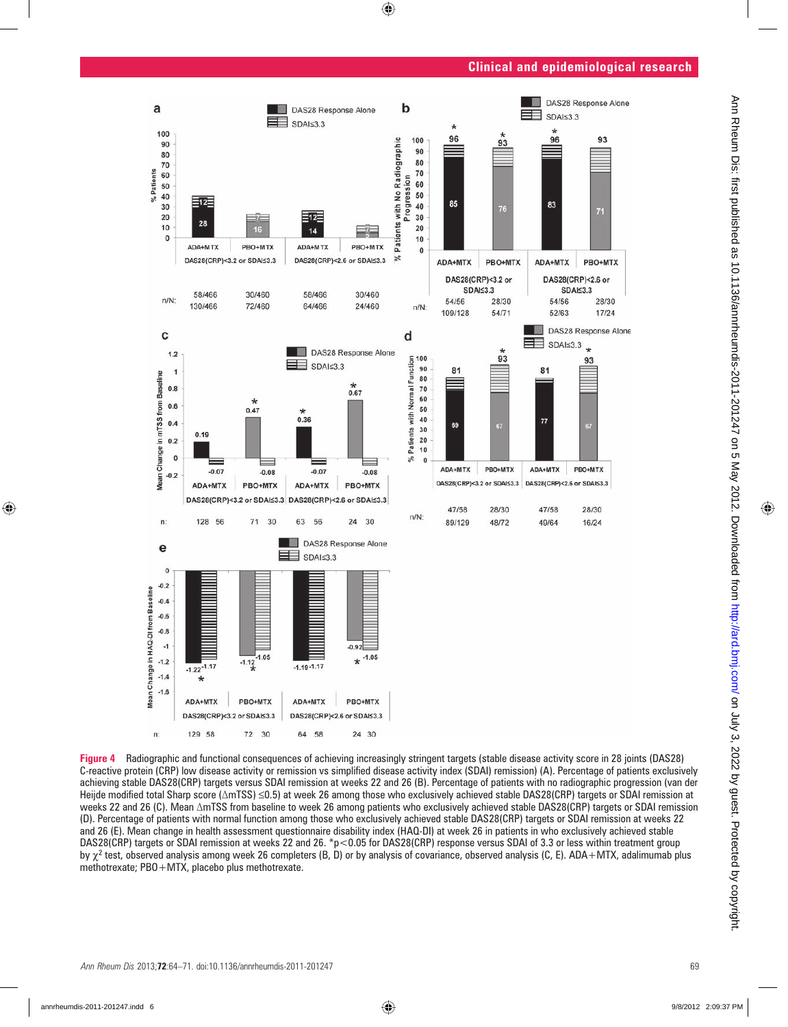**Figure 4** Radiographic and functional consequences of achieving increasingly stringent targets (stable disease activity score in 28 joints (DAS28) C-reactive protein (CRP) low disease activity or remission vs simplified disease activity index (SDAI) remission) (A). Percentage of patients exclusively achieving stable DAS28(CRP) targets versus SDAI remission at weeks 22 and 26 (B). Percentage of patients with no radiographic progression (van der Heijde modified total Sharp score (ΔmTSS) ≤0.5) at week 26 among those who exclusively achieved stable DAS28(CRP) targets or SDAI remission at weeks 22 and 26 (C). Mean ΔmTSS from baseline to week 26 among patients who exclusively achieved stable DAS28(CRP) targets or SDAI remission (D). Percentage of patients with normal function among those who exclusively achieved stable DAS28(CRP) targets or SDAI remission at weeks 22 and 26 (E). Mean change in health assessment questionnaire disability index (HAQ-DI) at week 26 in patients in who exclusively achieved stable DAS28(CRP) targets or SDAI remission at weeks 22 and 26. *$p<0.05$ for DAS28(CRP) response versus SDAI of 3.3 or less within treatment group by $\chi^2$ test, observed analysis among week 26 completers (B, D) or by analysis of covariance, observed analysis (C, E). ADA+MTX, adalimumab plus methotrexate; PBO+MTX, placebo plus methotrexate.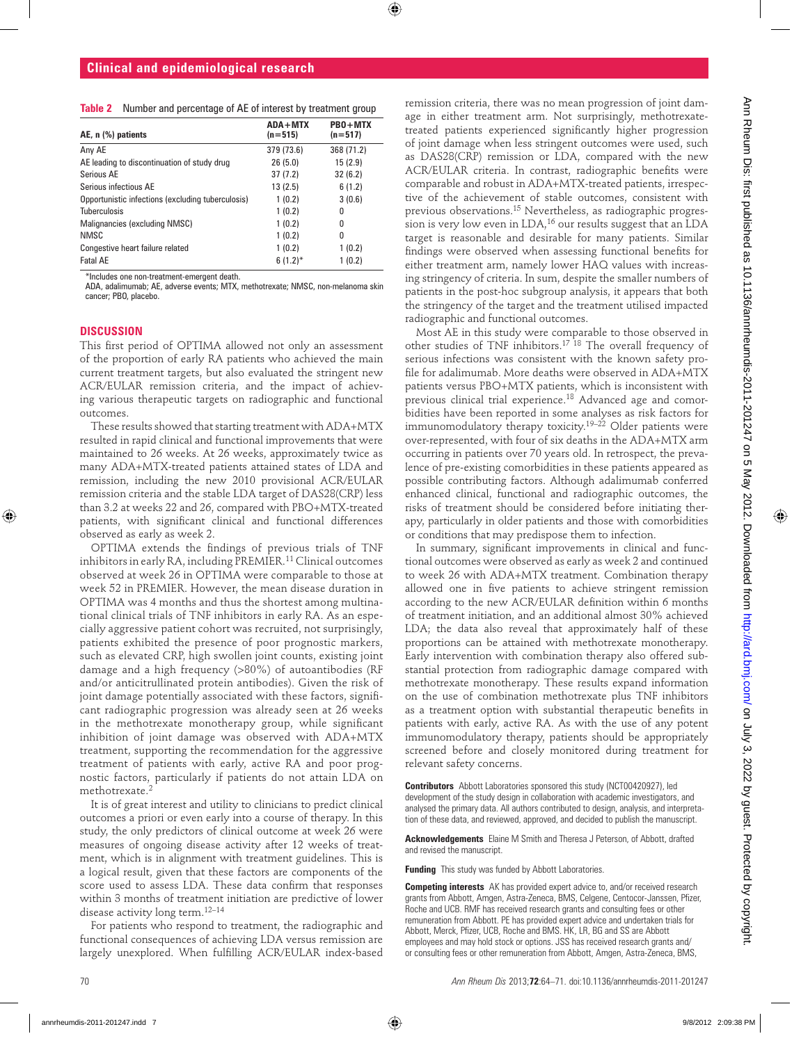**Table 2** Number and percentage of AE of interest by treatment group

| AE, n (%) patients | ADA+MTX (n=515) | PBO+MTX (n=517) |
|---|---|---|
| Any AE | 379 (73.6) | 368 (71.2) |
| AE leading to discontinuation of study drug | 26 (5.0) | 15 (2.9) |
| Serious AE | 37 (7.2) | 32 (6.2) |
| Serious infectious AE | 13 (2.5) | 6 (1.2) |
| Opportunistic infections (excluding tuberculosis) | 1 (0.2) | 3 (0.6) |
| Tuberculosis | 1 (0.2) | 0 |
| Malignancies (excluding NMSC) | 1 (0.2) | 0 |
| NMSC | 1 (0.2) | 0 |
| Congestive heart failure related | 1 (0.2) | 1 (0.2) |
| Fatal AE | 6 (1.2)* | 1 (0.2) |

*Includes one non-treatment-emergent death.
ADA, adalimumab; AE, adverse events; MTX, methotrexate; NMSC, non-melanoma skin cancer; PBO, placebo.

## DISCUSSION

This first period of OPTIMA allowed not only an assessment of the proportion of early RA patients who achieved the main current treatment targets, but also evaluated the stringent new ACR/EULAR remission criteria, and the impact of achieving various therapeutic targets on radiographic and functional outcomes.

These results showed that starting treatment with ADA+MTX resulted in rapid clinical and functional improvements that were maintained to 26 weeks. At 26 weeks, approximately twice as many ADA+MTX-treated patients attained states of LDA and remission, including the new 2010 provisional ACR/EULAR remission criteria and the stable LDA target of DAS28(CRP) less than 3.2 at weeks 22 and 26, compared with PBO+MTX-treated patients, with significant clinical and functional differences observed as early as week 2.

OPTIMA extends the findings of previous trials of TNF inhibitors in early RA, including PREMIER.[11] Clinical outcomes observed at week 26 in OPTIMA were comparable to those at week 52 in PREMIER. However, the mean disease duration in OPTIMA was 4 months and thus the shortest among multinational clinical trials of TNF inhibitors in early RA. As an especially aggressive patient cohort was recruited, not surprisingly, patients exhibited the presence of poor prognostic markers, such as elevated CRP, high swollen joint counts, existing joint damage and a high frequency (>80%) of autoantibodies (RF and/or anticitrullinated protein antibodies). Given the risk of joint damage potentially associated with these factors, significant radiographic progression was already seen at 26 weeks in the methotrexate monotherapy group, while significant inhibition of joint damage was observed with ADA+MTX treatment, supporting the recommendation for the aggressive treatment of patients with early, active RA and poor prognostic factors, particularly if patients do not attain LDA on methotrexate.[2]

It is of great interest and utility to clinicians to predict clinical outcomes a priori or even early into a course of therapy. In this study, the only predictors of clinical outcome at week 26 were measures of ongoing disease activity after 12 weeks of treatment, which is in alignment with treatment guidelines. This is a logical result, given that these factors are components of the score used to assess LDA. These data confirm that responses within 3 months of treatment initiation are predictive of lower disease activity long term.[12–14]

For patients who respond to treatment, the radiographic and functional consequences of achieving LDA versus remission are largely unexplored. When fulfilling ACR/EULAR index-based remission criteria, there was no mean progression of joint damage in either treatment arm. Not surprisingly, methotrexate-treated patients experienced significantly higher progression of joint damage when less stringent outcomes were used, such as DAS28(CRP) remission or LDA, compared with the new ACR/EULAR criteria. In contrast, radiographic benefits were comparable and robust in ADA+MTX-treated patients, irrespective of the achievement of stable outcomes, consistent with previous observations.[15] Nevertheless, as radiographic progression is very low even in LDA,[16] our results suggest that an LDA target is reasonable and desirable for many patients. Similar findings were observed when assessing functional benefits for either treatment arm, namely lower HAQ values with increasing stringency of criteria. In sum, despite the smaller numbers of patients in the post-hoc subgroup analysis, it appears that both the stringency of the target and the treatment utilised impacted radiographic and functional outcomes.

Most AE in this study were comparable to those observed in other studies of TNF inhibitors.[17 18] The overall frequency of serious infections was consistent with the known safety profile for adalimumab. More deaths were observed in ADA+MTX patients versus PBO+MTX patients, which is inconsistent with previous clinical trial experience.[18] Advanced age and comorbidities have been reported in some analyses as risk factors for immunomodulatory therapy toxicity.[19–22] Older patients were over-represented, with four of six deaths in the ADA+MTX arm occurring in patients over 70 years old. In retrospect, the prevalence of pre-existing comorbidities in these patients appeared as possible contributing factors. Although adalimumab conferred enhanced clinical, functional and radiographic outcomes, the risks of treatment should be considered before initiating therapy, particularly in older patients and those with comorbidities or conditions that may predispose them to infection.

In summary, significant improvements in clinical and functional outcomes were observed as early as week 2 and continued to week 26 with ADA+MTX treatment. Combination therapy allowed one in five patients to achieve stringent remission according to the new ACR/EULAR definition within 6 months of treatment initiation, and an additional almost 30% achieved LDA; the data also reveal that approximately half of these proportions can be attained with methotrexate monotherapy. Early intervention with combination therapy also offered substantial protection from radiographic damage compared with methotrexate monotherapy. These results expand information on the use of combination methotrexate plus TNF inhibitors as a treatment option with substantial therapeutic benefits in patients with early, active RA. As with the use of any potent immunomodulatory therapy, patients should be appropriately screened before and closely monitored during treatment for relevant safety concerns.

**Contributors** Abbott Laboratories sponsored this study (NCT00420927), led development of the study design in collaboration with academic investigators, and analysed the primary data. All authors contributed to design, analysis, and interpretation of these data, and reviewed, approved, and decided to publish the manuscript.

**Acknowledgements** Elaine M Smith and Theresa J Peterson, of Abbott, drafted and revised the manuscript.

**Funding** This study was funded by Abbott Laboratories.

**Competing interests** AK has provided expert advice to, and/or received research grants from Abbott, Amgen, Astra-Zeneca, BMS, Celgene, Centocor-Janssen, Pfizer, Roche and UCB. RMF has received research grants and consulting fees or other remuneration from Abbott. PE has provided expert advice and undertaken trials for Abbott, Merck, Pfizer, UCB, Roche and BMS. HK, LR, BG and SS are Abbott employees and may hold stock or options. JSS has received research grants and/or consulting fees or other remuneration from Abbott, Amgen, Astra-Zeneca, BMS,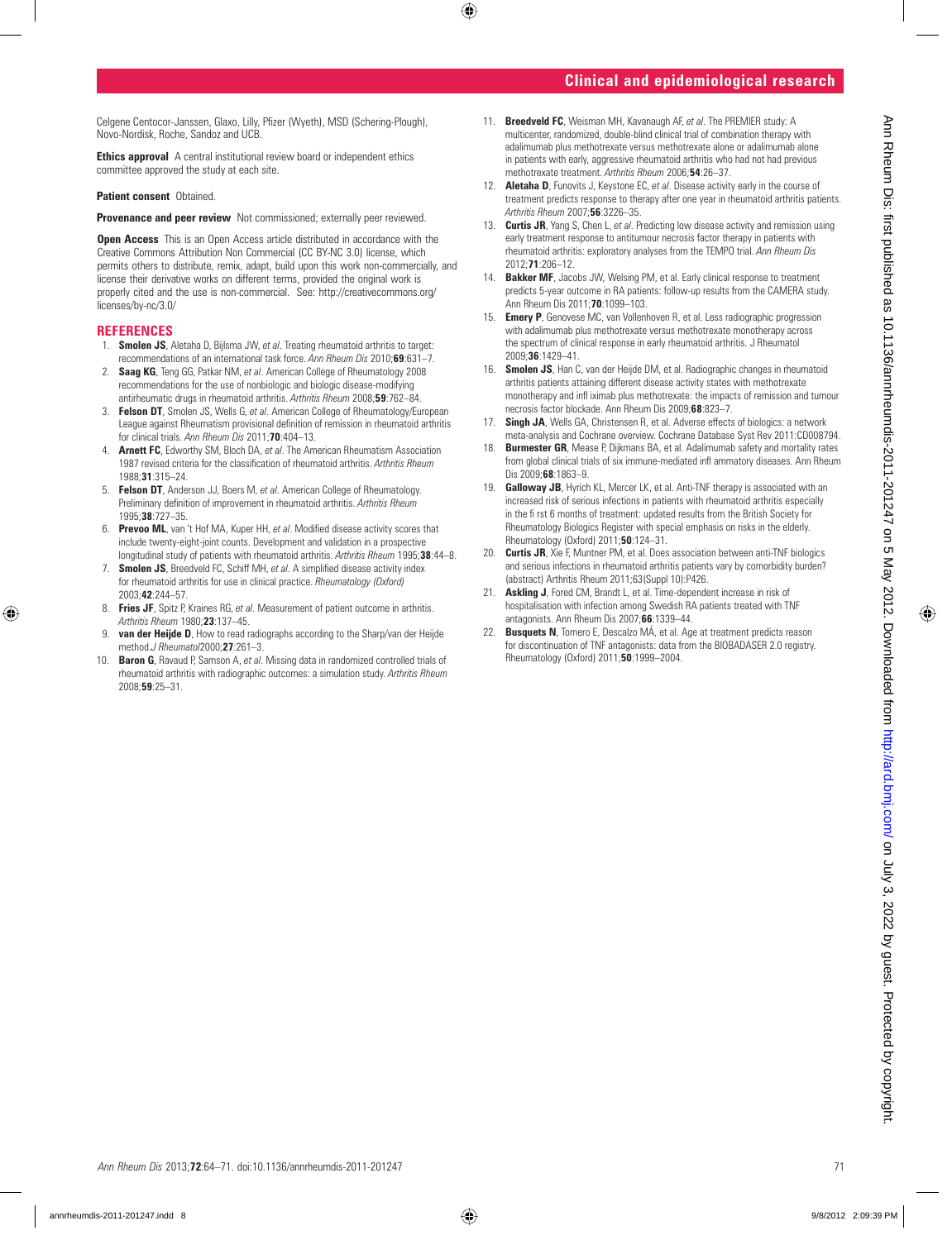Celgene Centocor-Janssen, Glaxo, Lilly, Pfizer (Wyeth), MSD (Schering-Plough), Novo-Nordisk, Roche, Sandoz and UCB.

**Ethics approval** A central institutional review board or independent ethics committee approved the study at each site.

**Patient consent** Obtained.

**Provenance and peer review** Not commissioned; externally peer reviewed.

**Open Access** This is an Open Access article distributed in accordance with the Creative Commons Attribution Non Commercial (CC BY-NC 3.0) license, which permits others to distribute, remix, adapt, build upon this work non-commercially, and license their derivative works on different terms, provided the original work is properly cited and the use is non-commercial. See: http://creativecommons.org/licenses/by-nc/3.0/

## REFERENCES

1. **Smolen JS**, Aletaha D, Bijlsma JW, *et al*. Treating rheumatoid arthritis to target: recommendations of an international task force. *Ann Rheum Dis* 2010;**69**:631–7.
2. **Saag KG**, Teng GG, Patkar NM, *et al*. American College of Rheumatology 2008 recommendations for the use of nonbiologic and biologic disease-modifying antirheumatic drugs in rheumatoid arthritis. *Arthritis Rheum* 2008;**59**:762–84.
3. **Felson DT**, Smolen JS, Wells G, *et al*. American College of Rheumatology/European League against Rheumatism provisional definition of remission in rheumatoid arthritis for clinical trials. *Ann Rheum Dis* 2011;**70**:404–13.
4. **Arnett FC**, Edworthy SM, Bloch DA, *et al*. The American Rheumatism Association 1987 revised criteria for the classification of rheumatoid arthritis. *Arthritis Rheum* 1988;**31**:315–24.
5. **Felson DT**, Anderson JJ, Boers M, *et al*. American College of Rheumatology. Preliminary definition of improvement in rheumatoid arthritis. *Arthritis Rheum* 1995;**38**:727–35.
6. **Prevoo ML**, van 't Hof MA, Kuper HH, *et al*. Modified disease activity scores that include twenty-eight-joint counts. Development and validation in a prospective longitudinal study of patients with rheumatoid arthritis. *Arthritis Rheum* 1995;**38**:44–8.
7. **Smolen JS**, Breedveld FC, Schiff MH, *et al*. A simplified disease activity index for rheumatoid arthritis for use in clinical practice. *Rheumatology (Oxford)* 2003;**42**:244–57.
8. **Fries JF**, Spitz P, Kraines RG, *et al*. Measurement of patient outcome in arthritis. *Arthritis Rheum* 1980;**23**:137–45.
9. **van der Heijde D**, How to read radiographs according to the Sharp/van der Heijde method.*J Rheumatol* 2000;**27**:261–3.
10. **Baron G**, Ravaud P, Samson A, *et al*. Missing data in randomized controlled trials of rheumatoid arthritis with radiographic outcomes: a simulation study. *Arthritis Rheum* 2008;**59**:25–31.
11. **Breedveld FC**, Weisman MH, Kavanaugh AF, *et al*. The PREMIER study: A multicenter, randomized, double-blind clinical trial of combination therapy with adalimumab plus methotrexate versus methotrexate alone or adalimumab alone in patients with early, aggressive rheumatoid arthritis who had not had previous methotrexate treatment. *Arthritis Rheum* 2006;**54**:26–37.
12. **Aletaha D**, Funovits J, Keystone EC, *et al*. Disease activity early in the course of treatment predicts response to therapy after one year in rheumatoid arthritis patients. *Arthritis Rheum* 2007;**56**:3226–35.
13. **Curtis JR**, Yang S, Chen L, *et al*. Predicting low disease activity and remission using early treatment response to antitumour necrosis factor therapy in patients with rheumatoid arthritis: exploratory analyses from the TEMPO trial. *Ann Rheum Dis* 2012;**71**:206–12.
14. **Bakker MF**, Jacobs JW, Welsing PM, et al. Early clinical response to treatment predicts 5-year outcome in RA patients: follow-up results from the CAMERA study. Ann Rheum Dis 2011;**70**:1099–103.
15. **Emery P**, Genovese MC, van Vollenhoven R, et al. Less radiographic progression with adalimumab plus methotrexate versus methotrexate monotherapy across the spectrum of clinical response in early rheumatoid arthritis. J Rheumatol 2009;**36**:1429–41.
16. **Smolen JS**, Han C, van der Heijde DM, et al. Radiographic changes in rheumatoid arthritis patients attaining different disease activity states with methotrexate monotherapy and infl iximab plus methotrexate: the impacts of remission and tumour necrosis factor blockade. Ann Rheum Dis 2009;**68**:823–7.
17. **Singh JA**, Wells GA, Christensen R, et al. Adverse effects of biologics: a network meta-analysis and Cochrane overview. Cochrane Database Syst Rev 2011:CD008794.
18. **Burmester GR**, Mease P, Dijkmans BA, et al. Adalimumab safety and mortality rates from global clinical trials of six immune-mediated infl ammatory diseases. Ann Rheum Dis 2009;**68**:1863–9.
19. **Galloway JB**, Hyrich KL, Mercer LK, et al. Anti-TNF therapy is associated with an increased risk of serious infections in patients with rheumatoid arthritis especially in the fi rst 6 months of treatment: updated results from the British Society for Rheumatology Biologics Register with special emphasis on risks in the elderly. Rheumatology (Oxford) 2011;**50**:124–31.
20. **Curtis JR**, Xie F, Muntner PM, et al. Does association between anti-TNF biologics and serious infections in rheumatoid arthritis patients vary by comorbidity burden? (abstract) Arthritis Rheum 2011;63(Suppl 10):P426.
21. **Askling J**, Fored CM, Brandt L, et al. Time-dependent increase in risk of hospitalisation with infection among Swedish RA patients treated with TNF antagonists. Ann Rheum Dis 2007;**66**:1339–44.
22. **Busquets N**, Tomero E, Descalzo MÁ, et al. Age at treatment predicts reason for discontinuation of TNF antagonists: data from the BIOBADASER 2.0 registry. Rheumatology (Oxford) 2011;**50**:1999–2004.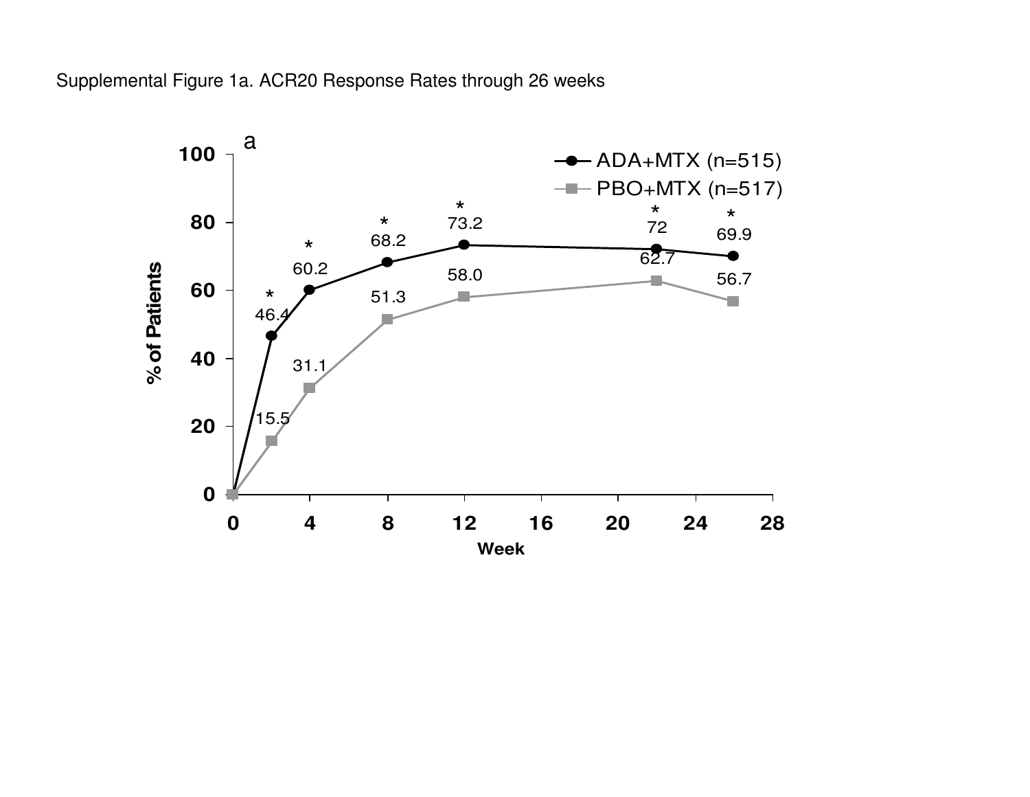Supplemental Figure 1a. ACR20 Response Rates through 26 weeks

a

| Week | ADA+MTX (n=515) | PBO+MTX (n=517) |
|---|---|---|
| 0 | 0 | 0 |
| 2 | 46.4 * | 15.5 |
| 4 | 60.2 * | 31.1 |
| 8 | 68.2 * | 51.3 |
| 12 | 73.2 * | 58.0 |
| 22 | 72 * | 62.7 |
| 26 | 69.9 * | 56.7 |

% of Patients

Week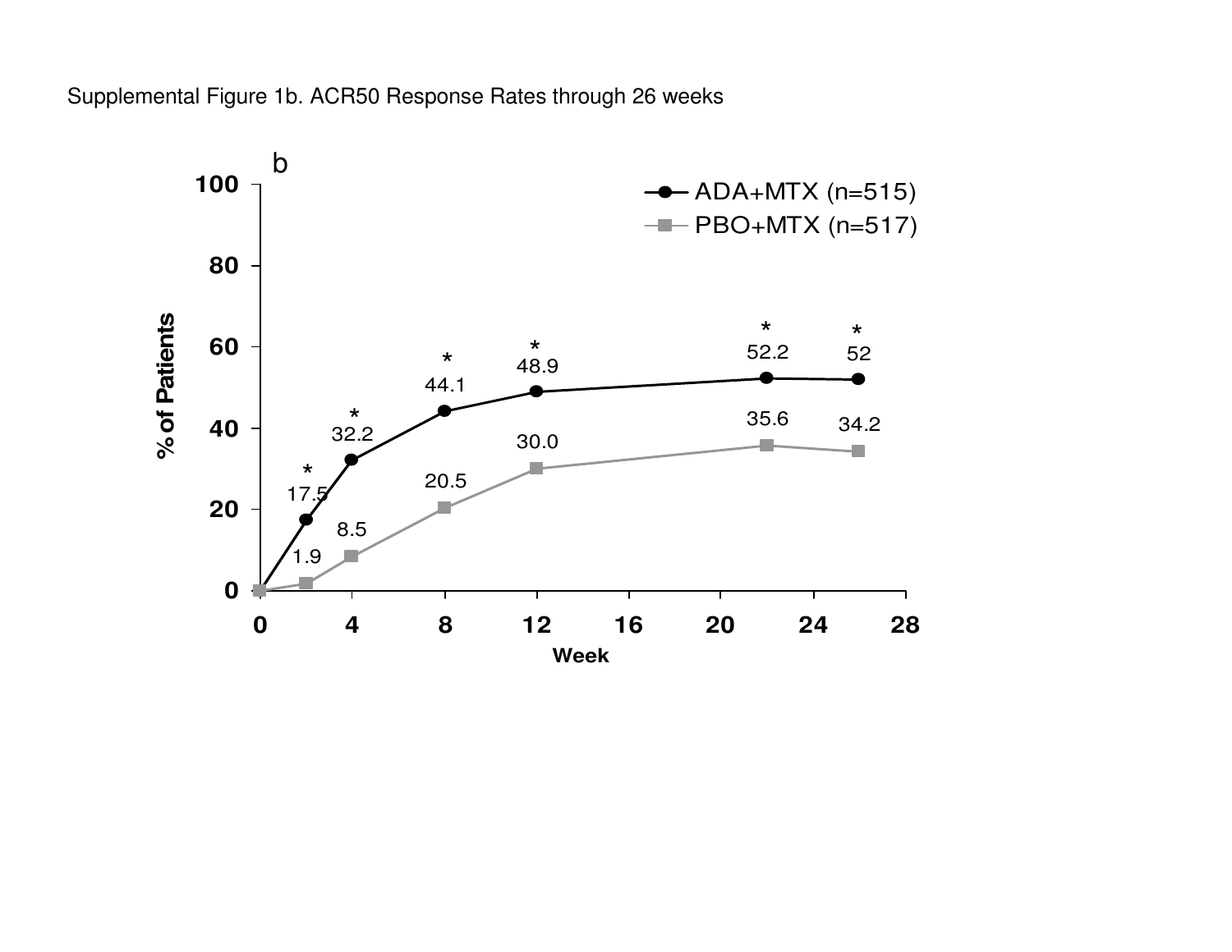Supplemental Figure 1b. ACR50 Response Rates through 26 weeks

b

| Week | ADA+MTX (n=515) | PBO+MTX (n=517) |
|---|---|---|
| 0 | 0 | 0 |
| 2 | 17.5* | 1.9 |
| 4 | 32.2* | 8.5 |
| 8 | 44.1* | 20.5 |
| 12 | 48.9* | 30.0 |
| 22 | 52.2* | 35.6 |
| 26 | 52* | 34.2 |

% of Patients

Week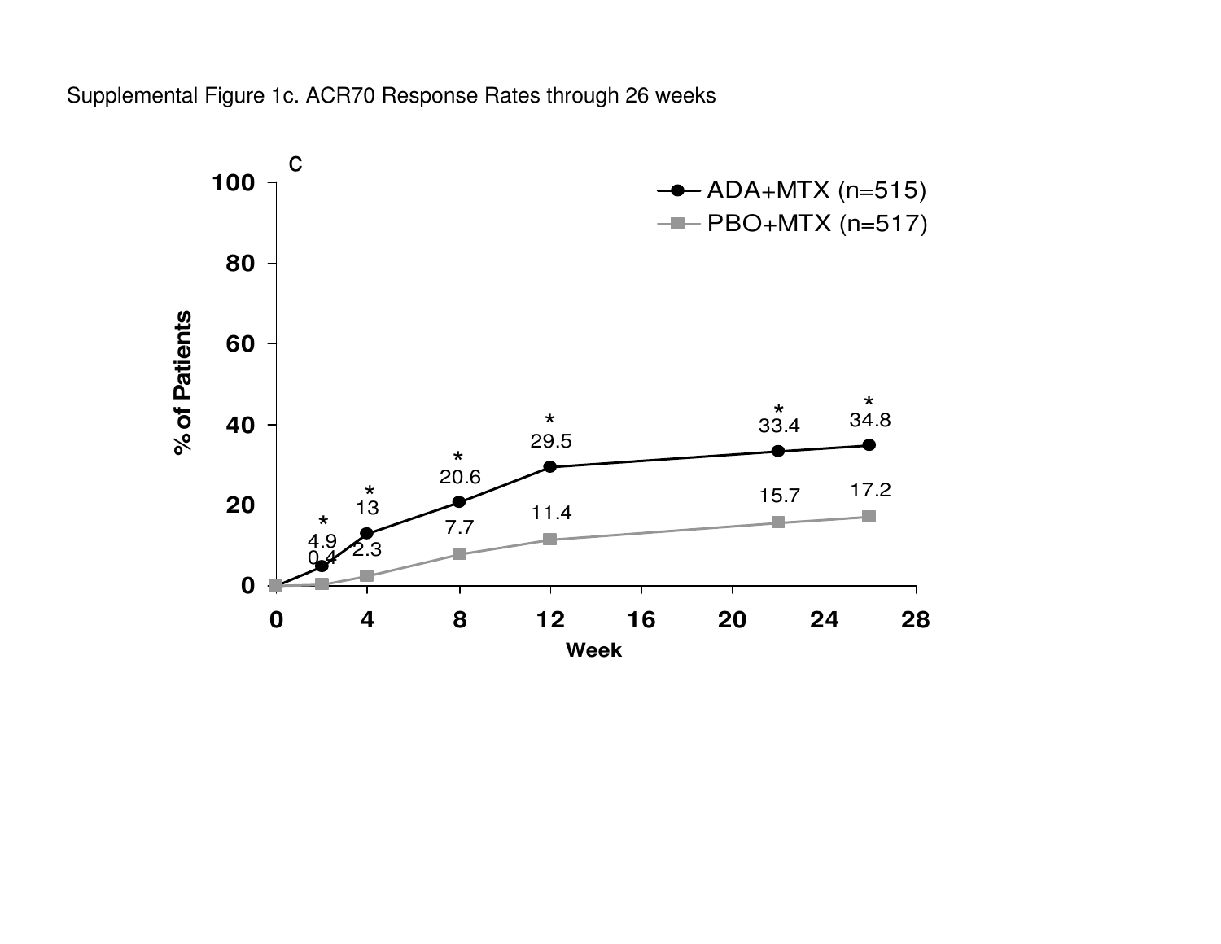Supplemental Figure 1c. ACR70 Response Rates through 26 weeks

| Week | ADA+MTX (n=515) | PBO+MTX (n=517) |
|---|---|---|
| 0 | 0 | 0 |
| 2 | 4.9* | 0.4 |
| 4 | 13* | 2.3 |
| 8 | 20.6* | 7.7 |
| 12 | 29.5* | 11.4 |
| 22 | 33.4* | 15.7 |
| 26 | 34.8* | 17.2 |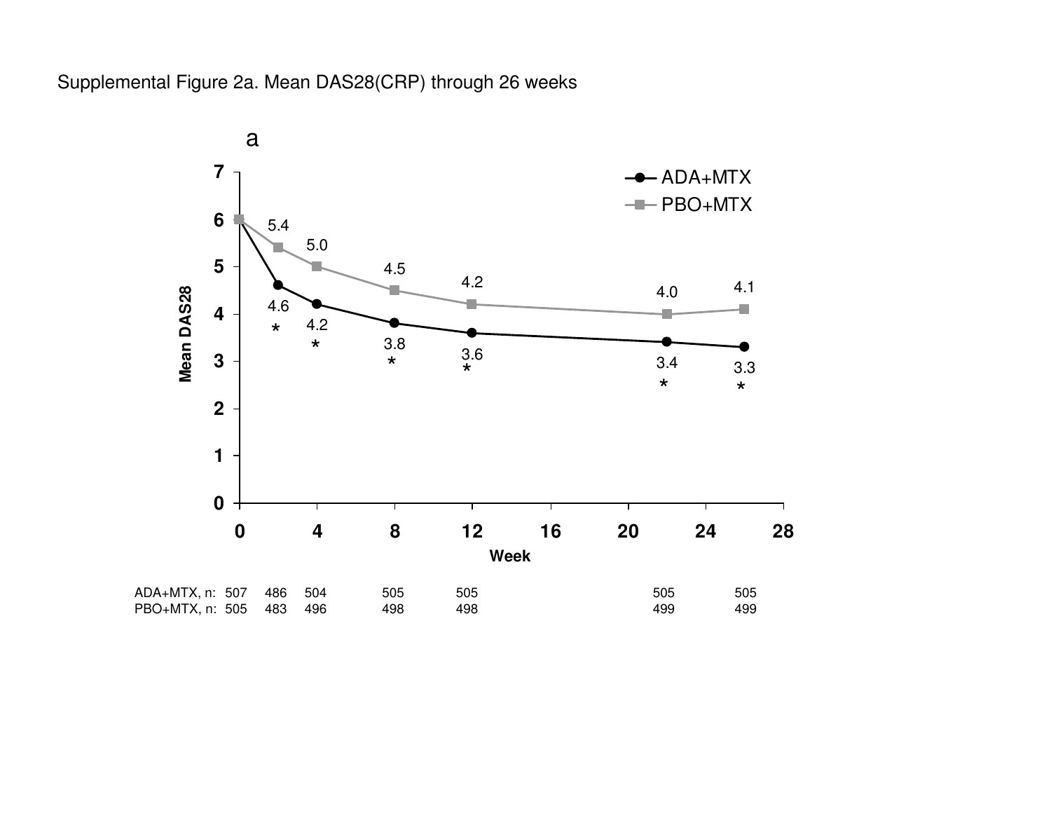Supplemental Figure 2a. Mean DAS28(CRP) through 26 weeks

a

| Week | 0 | 2 | 4 | 8 | 12 | 22 | 26 |
|---|---|---|---|---|---|---|---|
| ADA+MTX, mean DAS28 | 6.0 | 4.6 * | 4.2 * | 3.8 * | 3.6 * | 3.4 * | 3.3 * |
| PBO+MTX, mean DAS28 | 6.0 | 5.4 | 5.0 | 4.5 | 4.2 | 4.0 | 4.1 |
| ADA+MTX, n: | 507 | 486 | 504 | 505 | 505 | 505 | 505 |
| PBO+MTX, n: | 505 | 483 | 496 | 498 | 498 | 499 | 499 |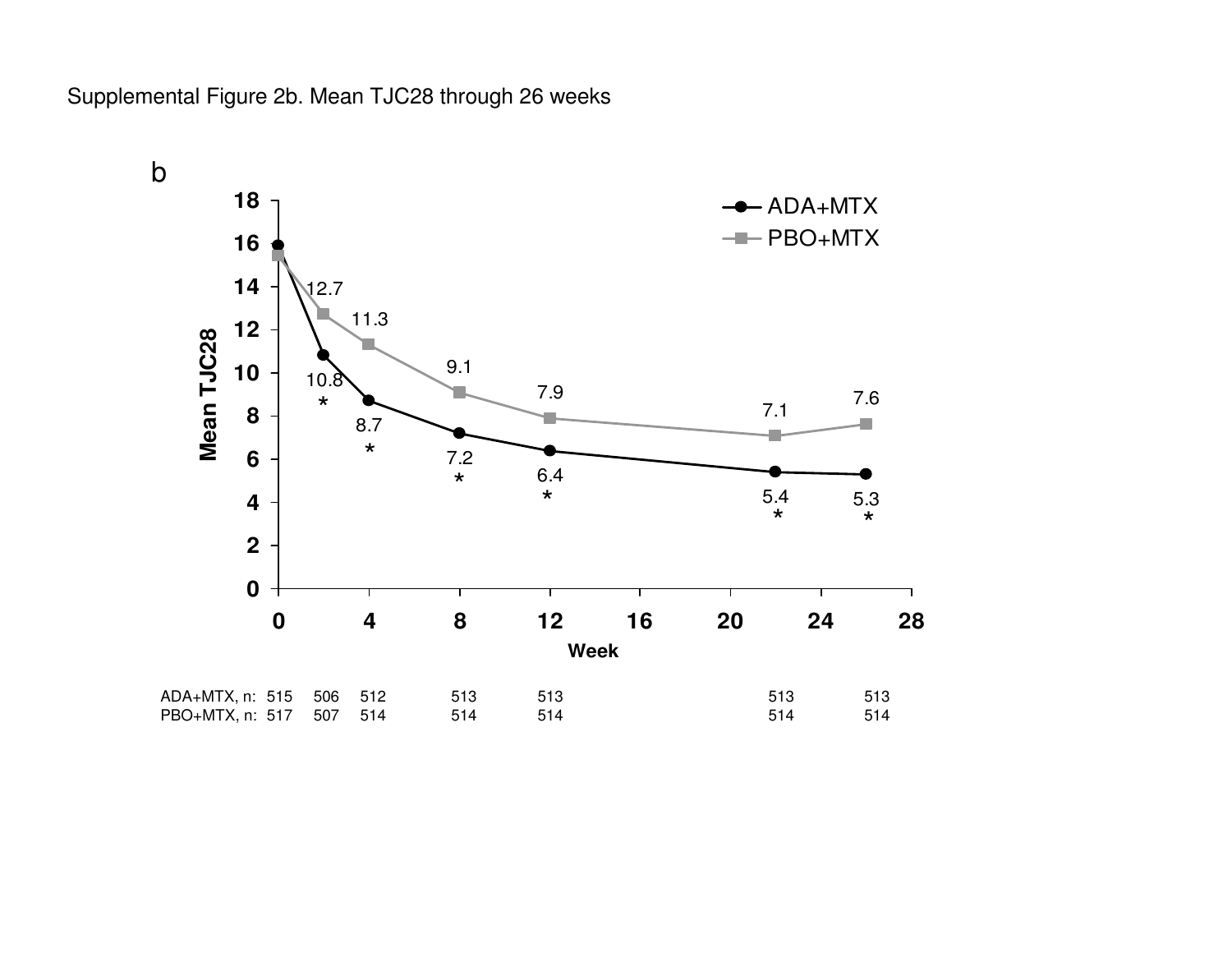Supplemental Figure 2b. Mean TJC28 through 26 weeks

b

| Week | 0 | 2 | 4 | 8 | 12 | 22 | 26 |
|---|---|---|---|---|---|---|---|
| ADA+MTX, n: | 515 | 506 | 512 | 513 | 513 | 513 | 513 |
| PBO+MTX, n: | 517 | 507 | 514 | 514 | 514 | 514 | 514 |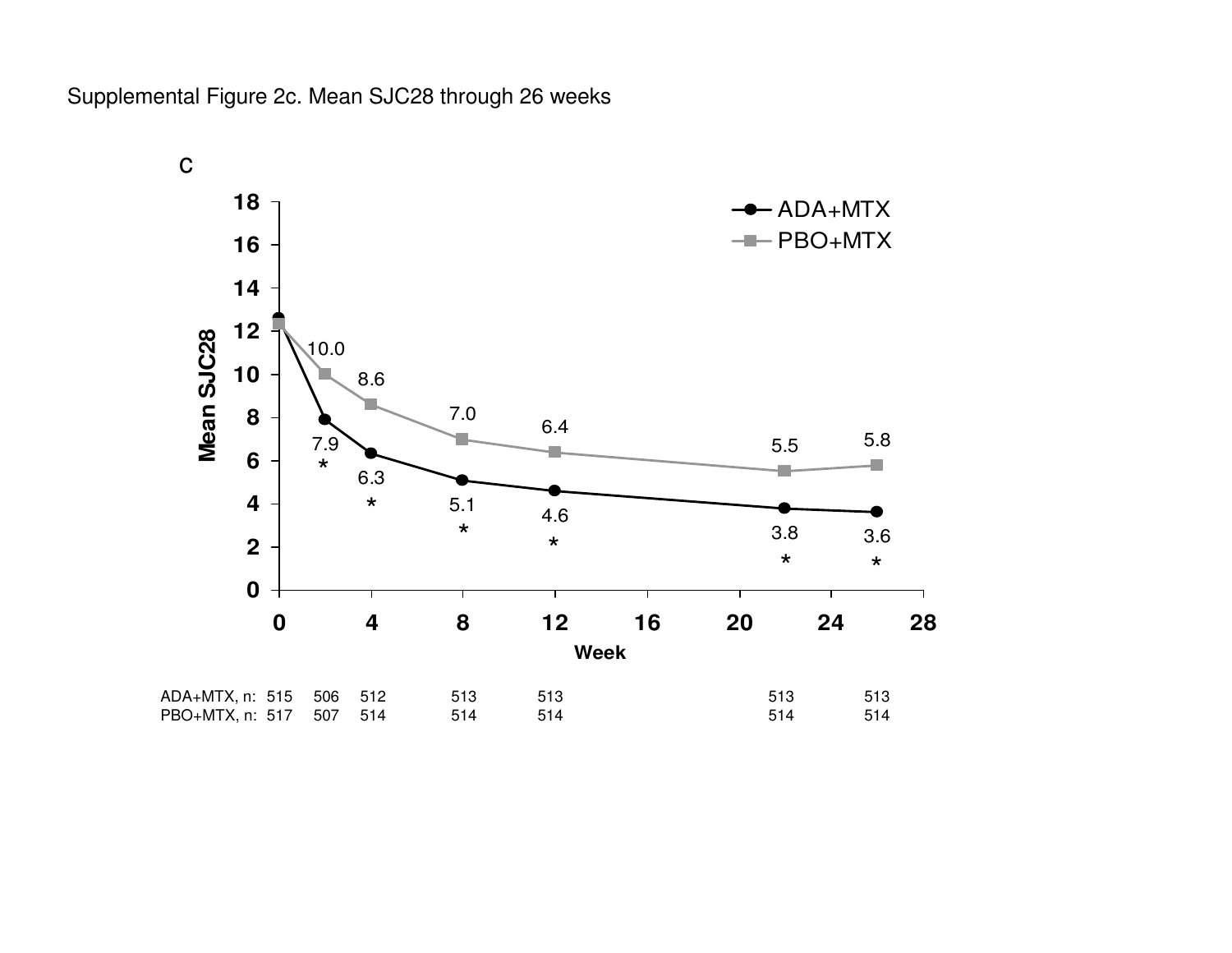Supplemental Figure 2c. Mean SJC28 through 26 weeks

c

| Week | 0 | 2 | 4 | 8 | 12 | 22 | 26 |
|---|---|---|---|---|---|---|---|
| ADA+MTX, mean SJC28 | | 7.9* | 6.3* | 5.1* | 4.6* | 3.8* | 3.6* |
| PBO+MTX, mean SJC28 | | 10.0 | 8.6 | 7.0 | 6.4 | 5.5 | 5.8 |
| ADA+MTX, n | 515 | 506 | 512 | 513 | 513 | 513 | 513 |
| PBO+MTX, n | 517 | 507 | 514 | 514 | 514 | 514 | 514 |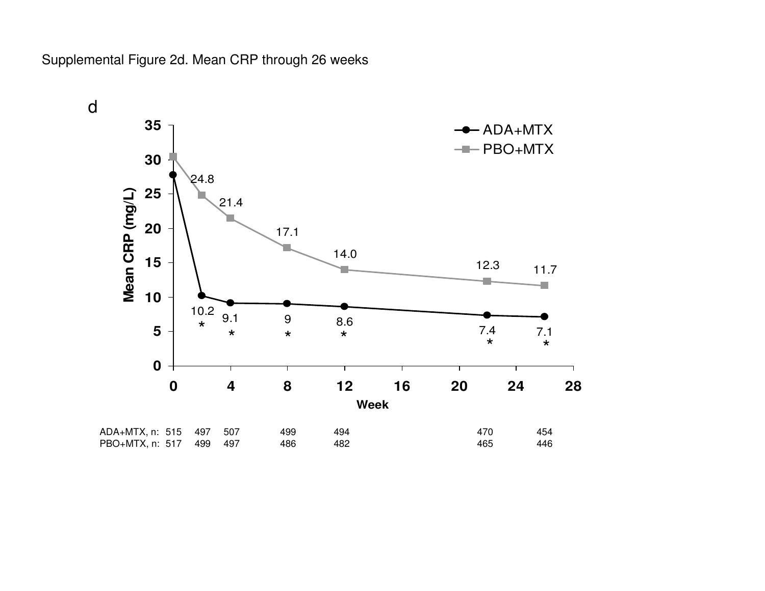Supplemental Figure 2d. Mean CRP through 26 weeks

d

| Week | 0 | 2 | 4 | 8 | 12 | 22 | 26 |
|---|---|---|---|---|---|---|---|
| ADA+MTX, Mean CRP (mg/L) | | 10.2 * | 9.1 * | 9 * | 8.6 * | 7.4 * | 7.1 * |
| PBO+MTX, Mean CRP (mg/L) | | 24.8 | 21.4 | 17.1 | 14.0 | 12.3 | 11.7 |
| ADA+MTX, n: | 515 | 497 | 507 | 499 | 494 | 470 | 454 |
| PBO+MTX, n: | 517 | 499 | 497 | 486 | 482 | 465 | 446 |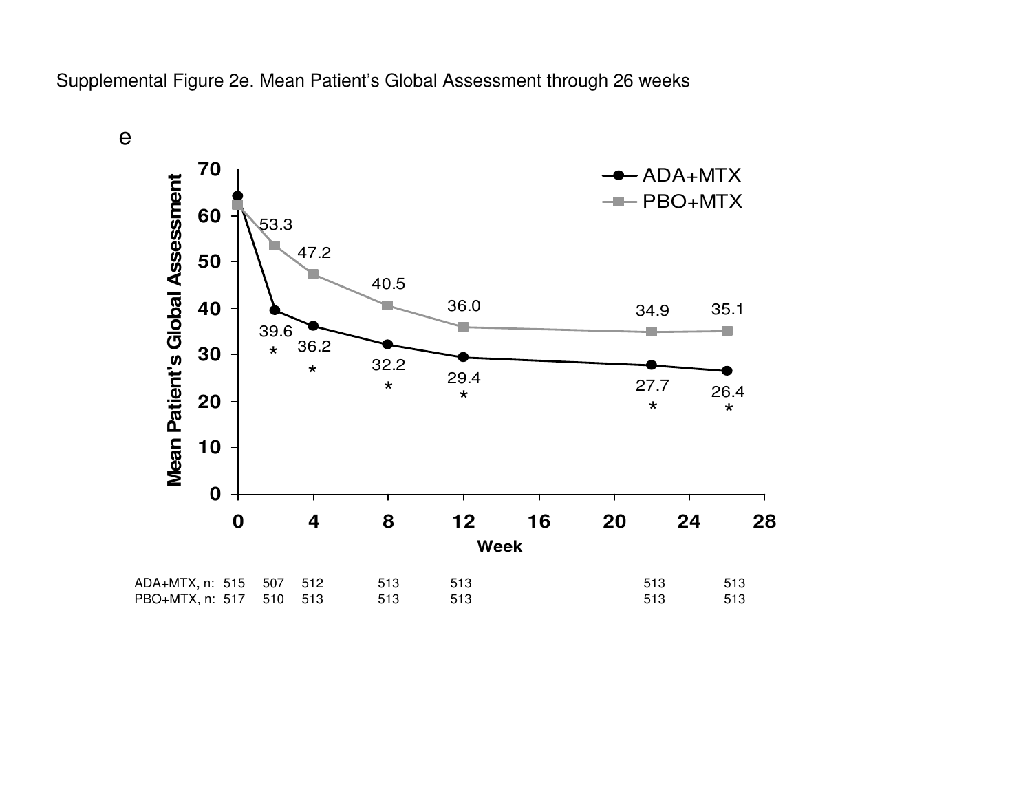Supplemental Figure 2e. Mean Patient's Global Assessment through 26 weeks

e

| Week | 0 | 2 | 4 | 8 | 12 | 22 | 26 |
|---|---|---|---|---|---|---|---|
| ADA+MTX |  | 39.6 * | 36.2 * | 32.2 * | 29.4 * | 27.7 * | 26.4 * |
| PBO+MTX |  | 53.3 | 47.2 | 40.5 | 36.0 | 34.9 | 35.1 |
| ADA+MTX, n: | 515 | 507 | 512 | 513 | 513 | 513 | 513 |
| PBO+MTX, n: | 517 | 510 | 513 | 513 | 513 | 513 | 513 |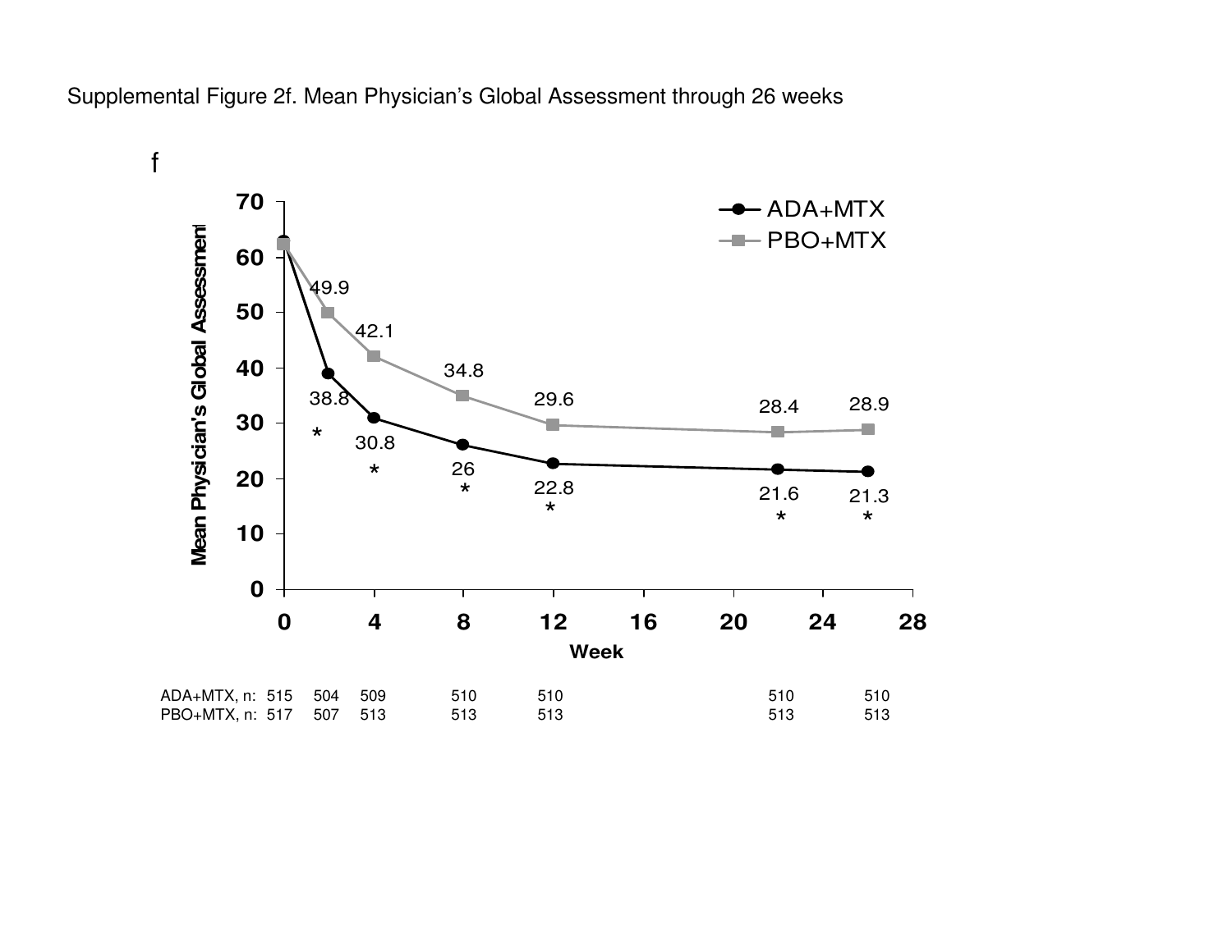Supplemental Figure 2f. Mean Physician's Global Assessment through 26 weeks

f

Mean Physician's Global Assessment

70
60
50
40
30
20
10
0

0 4 8 12 16 20 24 28

Week

ADA+MTX
PBO+MTX

49.9
42.1
34.8
29.6
28.4
28.9

38.8 *
30.8 *
26 *
22.8 *
21.6 *
21.3 *

ADA+MTX, n: 515 504 509 510 510 510 510
PBO+MTX, n: 517 507 513 513 513 513 513